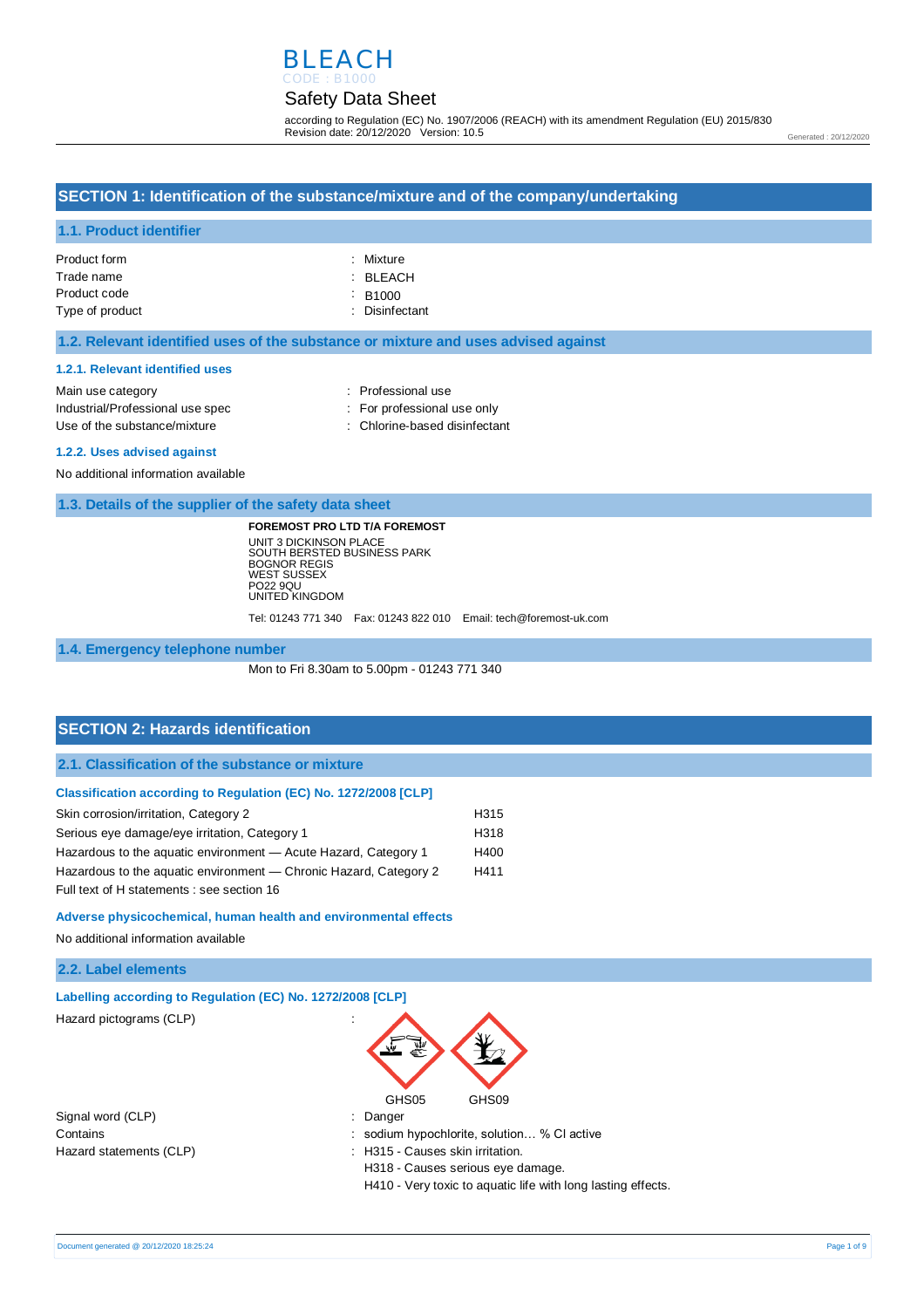# BLEACH

CODE : B1000

## Safety Data Sheet

according to Regulation (EC) No. 1907/2006 (REACH) with its amendment Regulation (EU) 2015/830
Revision date: 20/12/2020 Version: 10.5

Generated : 20/12/2020

## SECTION 1: Identification of the substance/mixture and of the company/undertaking

### 1.1. Product identifier

| | |
|---|---|
| Product form | : Mixture |
| Trade name | : BLEACH |
| Product code | : B1000 |
| Type of product | : Disinfectant |

### 1.2. Relevant identified uses of the substance or mixture and uses advised against

#### 1.2.1. Relevant identified uses

| | |
|---|---|
| Main use category | : Professional use |
| Industrial/Professional use spec | : For professional use only |
| Use of the substance/mixture | : Chlorine-based disinfectant |

#### 1.2.2. Uses advised against

No additional information available

### 1.3. Details of the supplier of the safety data sheet

**FOREMOST PRO LTD T/A FOREMOST**
UNIT 3 DICKINSON PLACE
SOUTH BERSTED BUSINESS PARK
BOGNOR REGIS
WEST SUSSEX
PO22 9QU
UNITED KINGDOM

Tel: 01243 771 340 Fax: 01243 822 010 Email: tech@foremost-uk.com

### 1.4. Emergency telephone number

Mon to Fri 8.30am to 5.00pm - 01243 771 340

## SECTION 2: Hazards identification

### 2.1. Classification of the substance or mixture

#### Classification according to Regulation (EC) No. 1272/2008 [CLP]

| | |
|---|---|
| Skin corrosion/irritation, Category 2 | H315 |
| Serious eye damage/eye irritation, Category 1 | H318 |
| Hazardous to the aquatic environment — Acute Hazard, Category 1 | H400 |
| Hazardous to the aquatic environment — Chronic Hazard, Category 2 | H411 |

Full text of H statements : see section 16

#### Adverse physicochemical, human health and environmental effects

No additional information available

### 2.2. Label elements

#### Labelling according to Regulation (EC) No. 1272/2008 [CLP]

Hazard pictograms (CLP) :

GHS05 GHS09

| | |
|---|---|
| Signal word (CLP) | : Danger |
| Contains | : sodium hypochlorite, solution… % Cl active |
| Hazard statements (CLP) | : H315 - Causes skin irritation.<br>H318 - Causes serious eye damage.<br>H410 - Very toxic to aquatic life with long lasting effects. |

Document generated @ 20/12/2020 18:25:24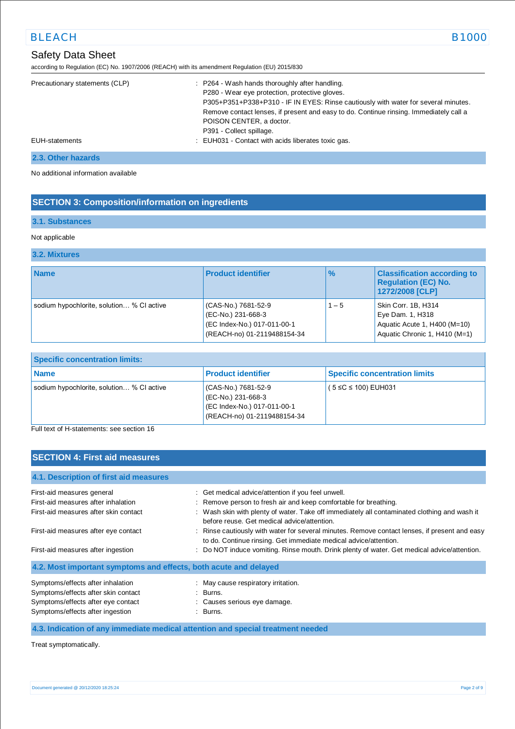Safety Data Sheet

according to Regulation (EC) No. 1907/2006 (REACH) with its amendment Regulation (EU) 2015/830

Precautionary statements (CLP) : P264 - Wash hands thoroughly after handling.
P280 - Wear eye protection, protective gloves.
P305+P351+P338+P310 - IF IN EYES: Rinse cautiously with water for several minutes. Remove contact lenses, if present and easy to do. Continue rinsing. Immediately call a POISON CENTER, a doctor.
P391 - Collect spillage.

EUH-statements : EUH031 - Contact with acids liberates toxic gas.

### 2.3. Other hazards

No additional information available

## SECTION 3: Composition/information on ingredients

### 3.1. Substances

Not applicable

### 3.2. Mixtures

| Name | Product identifier | % | Classification according to Regulation (EC) No. 1272/2008 [CLP] |
|---|---|---|---|
| sodium hypochlorite, solution… % Cl active | (CAS-No.) 7681-52-9<br>(EC-No.) 231-668-3<br>(EC Index-No.) 017-011-00-1<br>(REACH-no) 01-2119488154-34 | 1 – 5 | Skin Corr. 1B, H314<br>Eye Dam. 1, H318<br>Aquatic Acute 1, H400 (M=10)<br>Aquatic Chronic 1, H410 (M=1) |

**Specific concentration limits:**

| Name | Product identifier | Specific concentration limits |
|---|---|---|
| sodium hypochlorite, solution… % Cl active | (CAS-No.) 7681-52-9<br>(EC-No.) 231-668-3<br>(EC Index-No.) 017-011-00-1<br>(REACH-no) 01-2119488154-34 | ( 5 ≤C ≤ 100) EUH031 |

Full text of H-statements: see section 16

## SECTION 4: First aid measures

### 4.1. Description of first aid measures

First-aid measures general : Get medical advice/attention if you feel unwell.

First-aid measures after inhalation : Remove person to fresh air and keep comfortable for breathing.

First-aid measures after skin contact : Wash skin with plenty of water. Take off immediately all contaminated clothing and wash it before reuse. Get medical advice/attention.

First-aid measures after eye contact : Rinse cautiously with water for several minutes. Remove contact lenses, if present and easy to do. Continue rinsing. Get immediate medical advice/attention.

First-aid measures after ingestion : Do NOT induce vomiting. Rinse mouth. Drink plenty of water. Get medical advice/attention.

### 4.2. Most important symptoms and effects, both acute and delayed

Symptoms/effects after inhalation : May cause respiratory irritation.

Symptoms/effects after skin contact : Burns.

Symptoms/effects after eye contact : Causes serious eye damage.

Symptoms/effects after ingestion : Burns.

### 4.3. Indication of any immediate medical attention and special treatment needed

Treat symptomatically.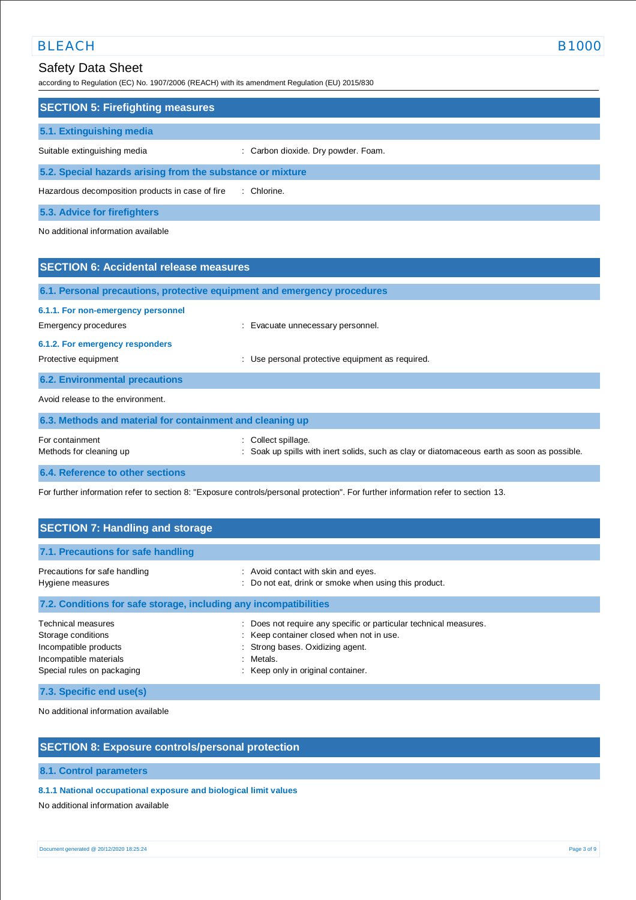## SECTION 5: Firefighting measures

### 5.1. Extinguishing media

Suitable extinguishing media : Carbon dioxide. Dry powder. Foam.

### 5.2. Special hazards arising from the substance or mixture

Hazardous decomposition products in case of fire : Chlorine.

### 5.3. Advice for firefighters

No additional information available

## SECTION 6: Accidental release measures

### 6.1. Personal precautions, protective equipment and emergency procedures

#### 6.1.1. For non-emergency personnel

Emergency procedures : Evacuate unnecessary personnel.

#### 6.1.2. For emergency responders

Protective equipment : Use personal protective equipment as required.

### 6.2. Environmental precautions

Avoid release to the environment.

### 6.3. Methods and material for containment and cleaning up

For containment : Collect spillage.
Methods for cleaning up : Soak up spills with inert solids, such as clay or diatomaceous earth as soon as possible.

### 6.4. Reference to other sections

For further information refer to section 8: "Exposure controls/personal protection". For further information refer to section 13.

## SECTION 7: Handling and storage

### 7.1. Precautions for safe handling

Precautions for safe handling : Avoid contact with skin and eyes.
Hygiene measures : Do not eat, drink or smoke when using this product.

### 7.2. Conditions for safe storage, including any incompatibilities

Technical measures : Does not require any specific or particular technical measures.
Storage conditions : Keep container closed when not in use.
Incompatible products : Strong bases. Oxidizing agent.
Incompatible materials : Metals.
Special rules on packaging : Keep only in original container.

### 7.3. Specific end use(s)

No additional information available

## SECTION 8: Exposure controls/personal protection

### 8.1. Control parameters

#### 8.1.1 National occupational exposure and biological limit values

No additional information available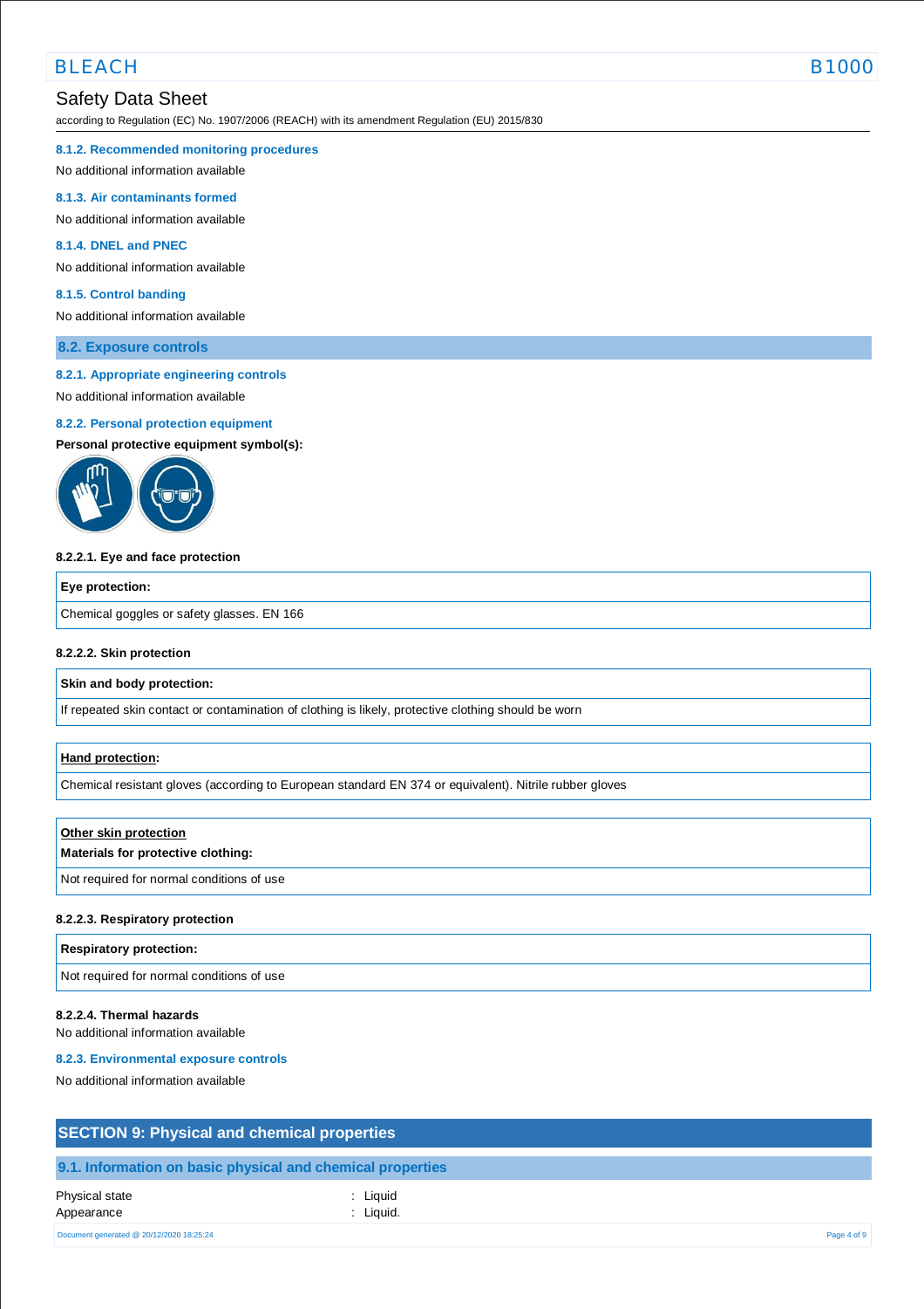#### 8.1.2. Recommended monitoring procedures

No additional information available

#### 8.1.3. Air contaminants formed

No additional information available

#### 8.1.4. DNEL and PNEC

No additional information available

#### 8.1.5. Control banding

No additional information available

### 8.2. Exposure controls

#### 8.2.1. Appropriate engineering controls

No additional information available

#### 8.2.2. Personal protection equipment

**Personal protective equipment symbol(s):**

**8.2.2.1. Eye and face protection**

| Eye protection: |
|---|
| Chemical goggles or safety glasses. EN 166 |

**8.2.2.2. Skin protection**

| Skin and body protection: |
|---|
| If repeated skin contact or contamination of clothing is likely, protective clothing should be worn |

| Hand protection: |
|---|
| Chemical resistant gloves (according to European standard EN 374 or equivalent). Nitrile rubber gloves |

| Other skin protection<br>**Materials for protective clothing:** |
|---|
| Not required for normal conditions of use |

**8.2.2.3. Respiratory protection**

| Respiratory protection: |
|---|
| Not required for normal conditions of use |

**8.2.2.4. Thermal hazards**

No additional information available

#### 8.2.3. Environmental exposure controls

No additional information available

## SECTION 9: Physical and chemical properties

### 9.1. Information on basic physical and chemical properties

| | |
|---|---|
| Physical state | : Liquid |
| Appearance | : Liquid. |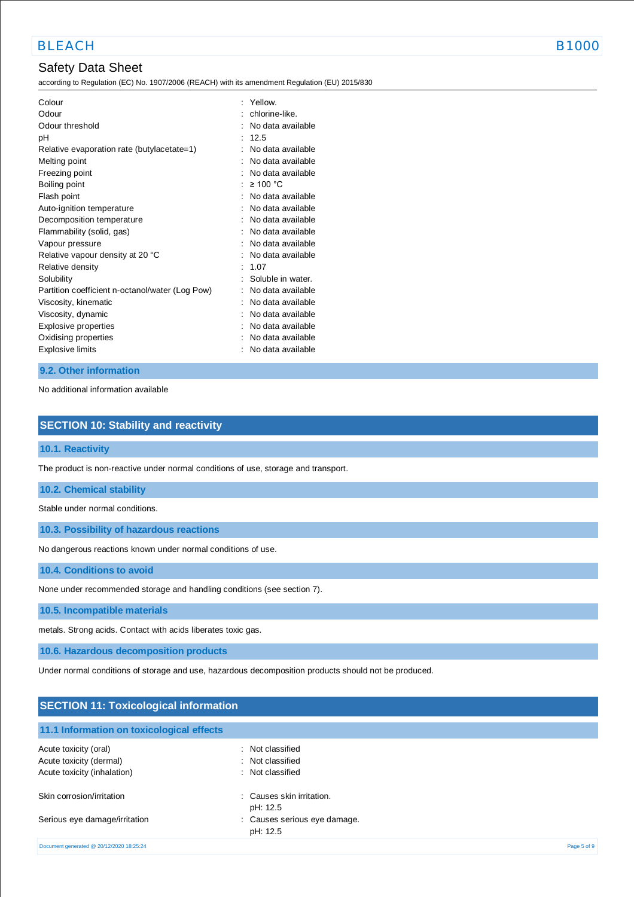| | | |
|---|---|---|
| Colour | : | Yellow. |
| Odour | : | chlorine-like. |
| Odour threshold | : | No data available |
| pH | : | 12.5 |
| Relative evaporation rate (butylacetate=1) | : | No data available |
| Melting point | : | No data available |
| Freezing point | : | No data available |
| Boiling point | : | ≥ 100 °C |
| Flash point | : | No data available |
| Auto-ignition temperature | : | No data available |
| Decomposition temperature | : | No data available |
| Flammability (solid, gas) | : | No data available |
| Vapour pressure | : | No data available |
| Relative vapour density at 20 °C | : | No data available |
| Relative density | : | 1.07 |
| Solubility | : | Soluble in water. |
| Partition coefficient n-octanol/water (Log Pow) | : | No data available |
| Viscosity, kinematic | : | No data available |
| Viscosity, dynamic | : | No data available |
| Explosive properties | : | No data available |
| Oxidising properties | : | No data available |
| Explosive limits | : | No data available |

### 9.2. Other information

No additional information available

## SECTION 10: Stability and reactivity

### 10.1. Reactivity

The product is non-reactive under normal conditions of use, storage and transport.

### 10.2. Chemical stability

Stable under normal conditions.

### 10.3. Possibility of hazardous reactions

No dangerous reactions known under normal conditions of use.

### 10.4. Conditions to avoid

None under recommended storage and handling conditions (see section 7).

### 10.5. Incompatible materials

metals. Strong acids. Contact with acids liberates toxic gas.

### 10.6. Hazardous decomposition products

Under normal conditions of storage and use, hazardous decomposition products should not be produced.

## SECTION 11: Toxicological information

### 11.1 Information on toxicological effects

| | | |
|---|---|---|
| Acute toxicity (oral) | : | Not classified |
| Acute toxicity (dermal) | : | Not classified |
| Acute toxicity (inhalation) | : | Not classified |
| Skin corrosion/irritation | : | Causes skin irritation.<br>pH: 12.5 |
| Serious eye damage/irritation | : | Causes serious eye damage.<br>pH: 12.5 |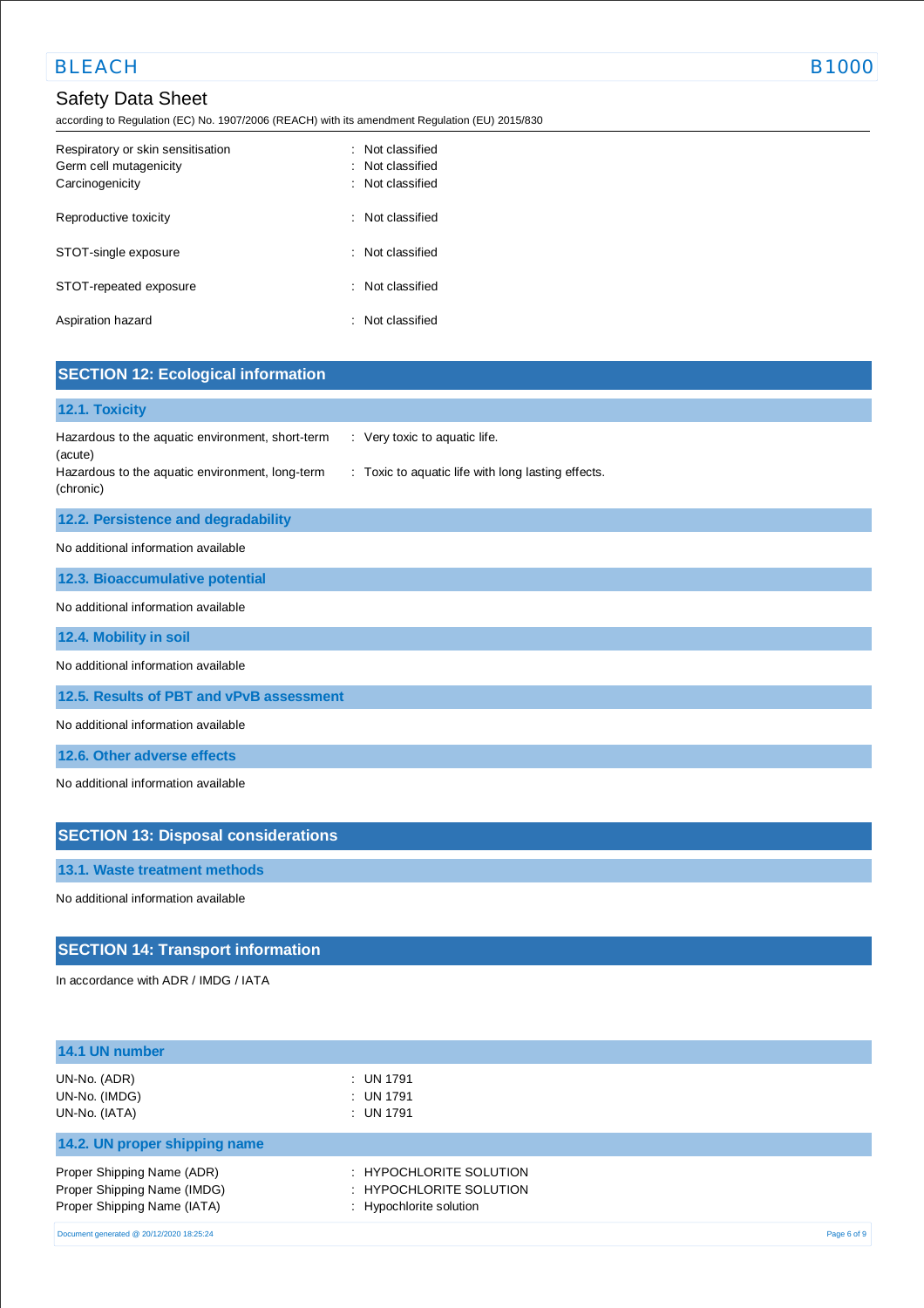| | |
|---|---|
| Respiratory or skin sensitisation | : Not classified |
| Germ cell mutagenicity | : Not classified |
| Carcinogenicity | : Not classified |
| Reproductive toxicity | : Not classified |
| STOT-single exposure | : Not classified |
| STOT-repeated exposure | : Not classified |
| Aspiration hazard | : Not classified |

## SECTION 12: Ecological information

### 12.1. Toxicity

| | |
|---|---|
| Hazardous to the aquatic environment, short-term (acute) | : Very toxic to aquatic life. |
| Hazardous to the aquatic environment, long-term (chronic) | : Toxic to aquatic life with long lasting effects. |

### 12.2. Persistence and degradability

No additional information available

### 12.3. Bioaccumulative potential

No additional information available

### 12.4. Mobility in soil

No additional information available

### 12.5. Results of PBT and vPvB assessment

No additional information available

### 12.6. Other adverse effects

No additional information available

## SECTION 13: Disposal considerations

### 13.1. Waste treatment methods

No additional information available

## SECTION 14: Transport information

In accordance with ADR / IMDG / IATA

### 14.1 UN number

| | |
|---|---|
| UN-No. (ADR) | : UN 1791 |
| UN-No. (IMDG) | : UN 1791 |
| UN-No. (IATA) | : UN 1791 |

### 14.2. UN proper shipping name

| | |
|---|---|
| Proper Shipping Name (ADR) | : HYPOCHLORITE SOLUTION |
| Proper Shipping Name (IMDG) | : HYPOCHLORITE SOLUTION |
| Proper Shipping Name (IATA) | : Hypochlorite solution |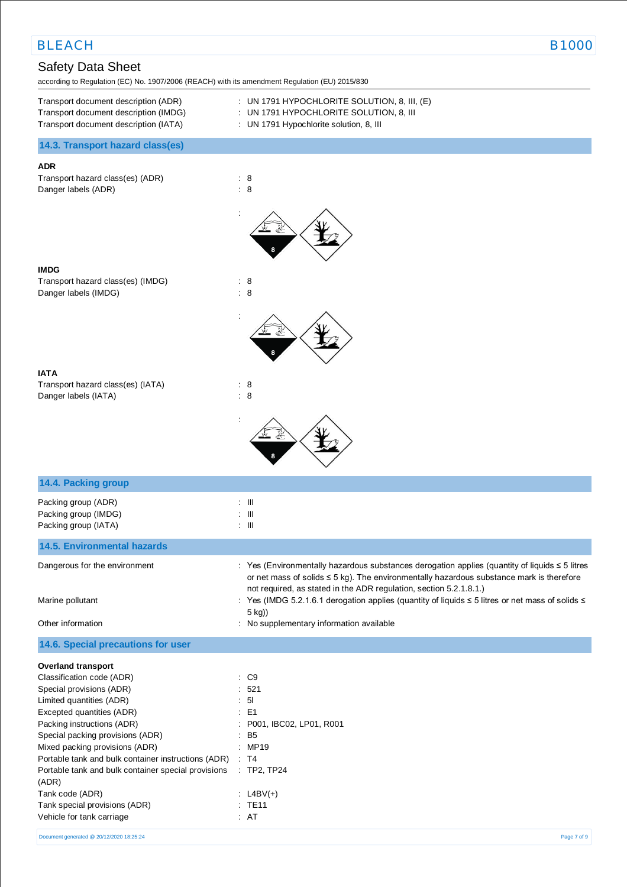| | |
|---|---|
| Transport document description (ADR) | : UN 1791 HYPOCHLORITE SOLUTION, 8, III, (E) |
| Transport document description (IMDG) | : UN 1791 HYPOCHLORITE SOLUTION, 8, III |
| Transport document description (IATA) | : UN 1791 Hypochlorite solution, 8, III |

## 14.3. Transport hazard class(es)

**ADR**

| | |
|---|---|
| Transport hazard class(es) (ADR) | : 8 |
| Danger labels (ADR) | : 8 |

**IMDG**

| | |
|---|---|
| Transport hazard class(es) (IMDG) | : 8 |
| Danger labels (IMDG) | : 8 |

**IATA**

| | |
|---|---|
| Transport hazard class(es) (IATA) | : 8 |
| Danger labels (IATA) | : 8 |

## 14.4. Packing group

| | |
|---|---|
| Packing group (ADR) | : III |
| Packing group (IMDG) | : III |
| Packing group (IATA) | : III |

## 14.5. Environmental hazards

| | |
|---|---|
| Dangerous for the environment | : Yes (Environmentally hazardous substances derogation applies (quantity of liquids ≤ 5 litres or net mass of solids ≤ 5 kg). The environmentally hazardous substance mark is therefore not required, as stated in the ADR regulation, section 5.2.1.8.1.) |
| Marine pollutant | : Yes (IMDG 5.2.1.6.1 derogation applies (quantity of liquids ≤ 5 litres or net mass of solids ≤ 5 kg)) |
| Other information | : No supplementary information available |

## 14.6. Special precautions for user

**Overland transport**

| | |
|---|---|
| Classification code (ADR) | : C9 |
| Special provisions (ADR) | : 521 |
| Limited quantities (ADR) | : 5l |
| Excepted quantities (ADR) | : E1 |
| Packing instructions (ADR) | : P001, IBC02, LP01, R001 |
| Special packing provisions (ADR) | : B5 |
| Mixed packing provisions (ADR) | : MP19 |
| Portable tank and bulk container instructions (ADR) | : T4 |
| Portable tank and bulk container special provisions (ADR) | : TP2, TP24 |
| Tank code (ADR) | : L4BV(+) |
| Tank special provisions (ADR) | : TE11 |
| Vehicle for tank carriage | : AT |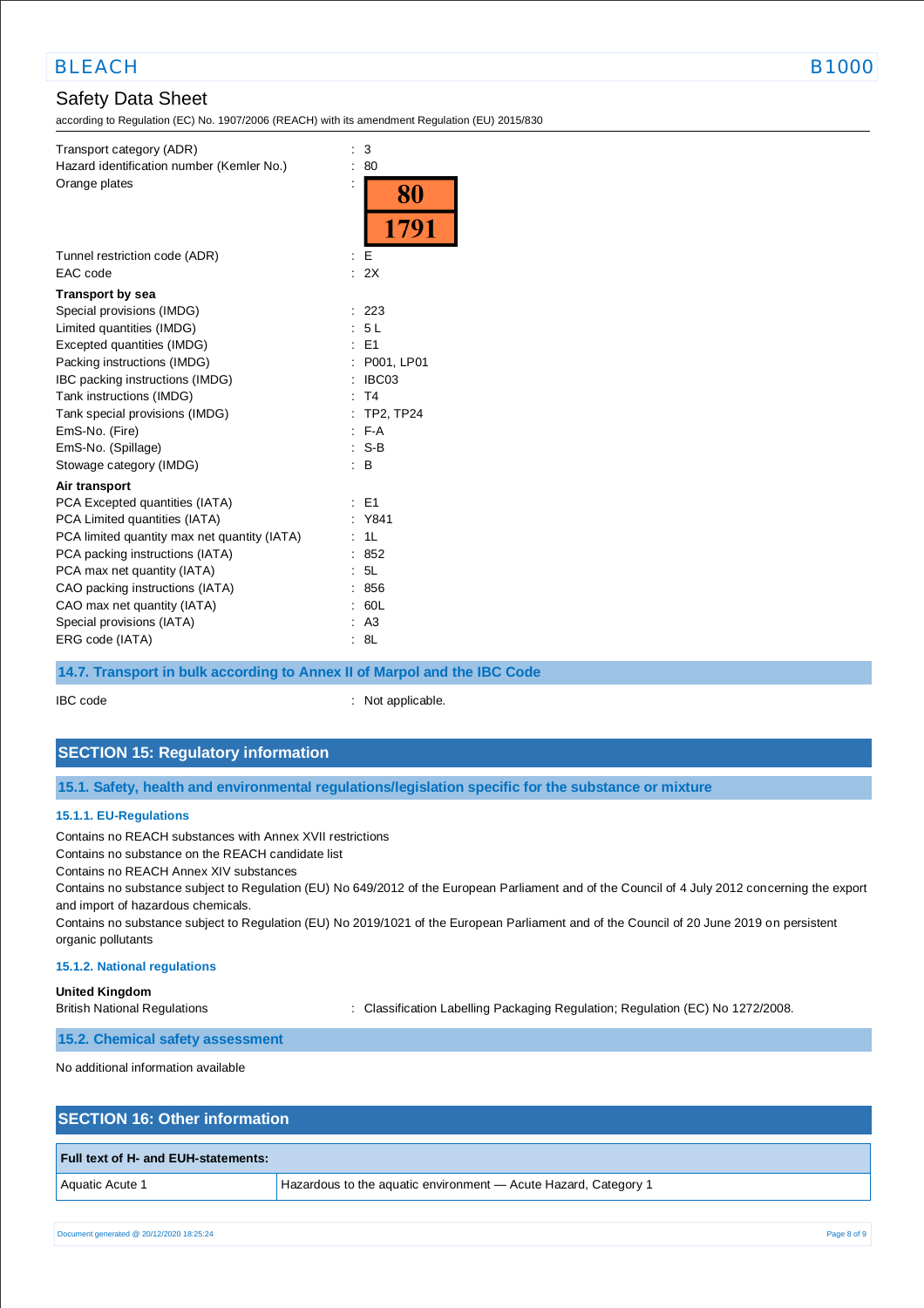Transport category (ADR) : 3
Hazard identification number (Kemler No.) : 80
Orange plates :

| 80 |
|---|
| 1791 |

Tunnel restriction code (ADR) : E
EAC code : 2X

**Transport by sea**

Special provisions (IMDG) : 223
Limited quantities (IMDG) : 5 L
Excepted quantities (IMDG) : E1
Packing instructions (IMDG) : P001, LP01
IBC packing instructions (IMDG) : IBC03
Tank instructions (IMDG) : T4
Tank special provisions (IMDG) : TP2, TP24
EmS-No. (Fire) : F-A
EmS-No. (Spillage) : S-B
Stowage category (IMDG) : B

**Air transport**

PCA Excepted quantities (IATA) : E1
PCA Limited quantities (IATA) : Y841
PCA limited quantity max net quantity (IATA) : 1L
PCA packing instructions (IATA) : 852
PCA max net quantity (IATA) : 5L
CAO packing instructions (IATA) : 856
CAO max net quantity (IATA) : 60L
Special provisions (IATA) : A3
ERG code (IATA) : 8L

### 14.7. Transport in bulk according to Annex II of Marpol and the IBC Code

IBC code : Not applicable.

## SECTION 15: Regulatory information

### 15.1. Safety, health and environmental regulations/legislation specific for the substance or mixture

#### 15.1.1. EU-Regulations

Contains no REACH substances with Annex XVII restrictions
Contains no substance on the REACH candidate list
Contains no REACH Annex XIV substances
Contains no substance subject to Regulation (EU) No 649/2012 of the European Parliament and of the Council of 4 July 2012 concerning the export and import of hazardous chemicals.
Contains no substance subject to Regulation (EU) No 2019/1021 of the European Parliament and of the Council of 20 June 2019 on persistent organic pollutants

#### 15.1.2. National regulations

**United Kingdom**

British National Regulations : Classification Labelling Packaging Regulation; Regulation (EC) No 1272/2008.

### 15.2. Chemical safety assessment

No additional information available

## SECTION 16: Other information

| Full text of H- and EUH-statements: | |
|---|---|
| Aquatic Acute 1 | Hazardous to the aquatic environment — Acute Hazard, Category 1 |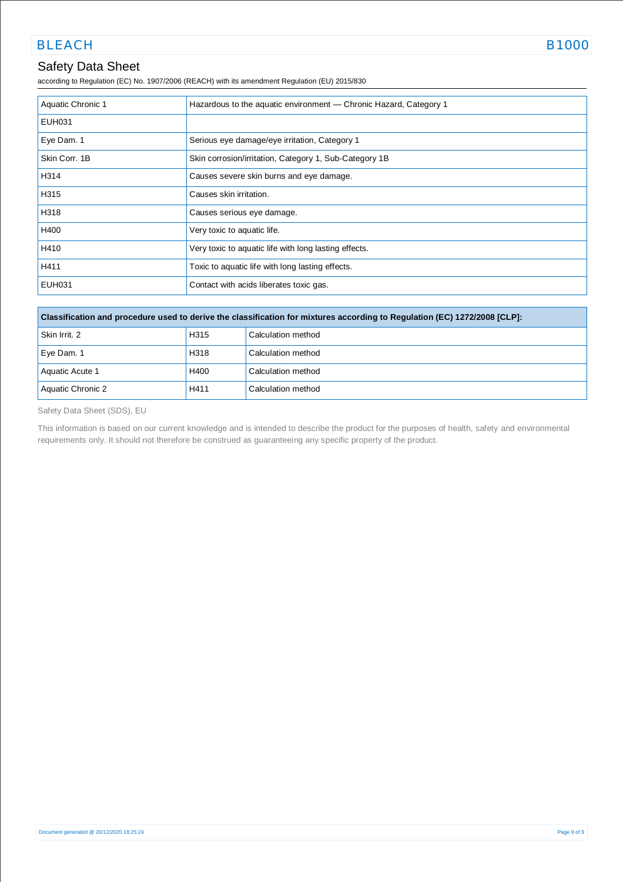| | |
|---|---|
| Aquatic Chronic 1 | Hazardous to the aquatic environment — Chronic Hazard, Category 1 |
| EUH031 | |
| Eye Dam. 1 | Serious eye damage/eye irritation, Category 1 |
| Skin Corr. 1B | Skin corrosion/irritation, Category 1, Sub-Category 1B |
| H314 | Causes severe skin burns and eye damage. |
| H315 | Causes skin irritation. |
| H318 | Causes serious eye damage. |
| H400 | Very toxic to aquatic life. |
| H410 | Very toxic to aquatic life with long lasting effects. |
| H411 | Toxic to aquatic life with long lasting effects. |
| EUH031 | Contact with acids liberates toxic gas. |

| **Classification and procedure used to derive the classification for mixtures according to Regulation (EC) 1272/2008 [CLP]:** | | |
|---|---|---|
| Skin Irrit. 2 | H315 | Calculation method |
| Eye Dam. 1 | H318 | Calculation method |
| Aquatic Acute 1 | H400 | Calculation method |
| Aquatic Chronic 2 | H411 | Calculation method |

Safety Data Sheet (SDS), EU

This information is based on our current knowledge and is intended to describe the product for the purposes of health, safety and environmental requirements only. It should not therefore be construed as guaranteeing any specific property of the product.